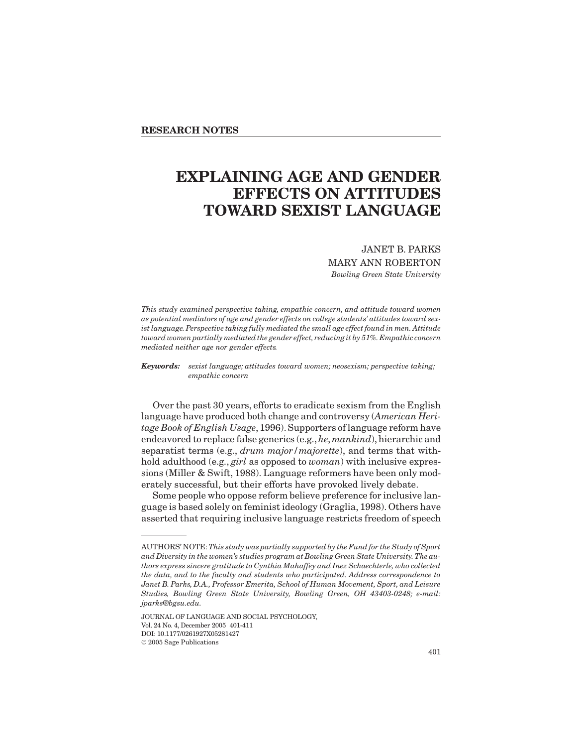**RESEARCH NOTES**

# EXPLAINING AGE AND GENDER EFFECTS ON ATTITUDES TOWARD SEXIST LANGUAGE

JANET B. PARKS
MARY ANN ROBERTON
*Bowling Green State University*

*This study examined perspective taking, empathic concern, and attitude toward women as potential mediators of age and gender effects on college students' attitudes toward sexist language. Perspective taking fully mediated the small age effect found in men. Attitude toward women partially mediated the gender effect, reducing it by 51%. Empathic concern mediated neither age nor gender effects.*

***Keywords:*** *sexist language; attitudes toward women; neosexism; perspective taking; empathic concern*

Over the past 30 years, efforts to eradicate sexism from the English language have produced both change and controversy (*American Heritage Book of English Usage*, 1996). Supporters of language reform have endeavored to replace false generics (e.g., *he*, *mankind*), hierarchic and separatist terms (e.g., *drum major/majorette*), and terms that withhold adulthood (e.g., *girl* as opposed to *woman*) with inclusive expressions (Miller & Swift, 1988). Language reformers have been only moderately successful, but their efforts have provoked lively debate.

Some people who oppose reform believe preference for inclusive language is based solely on feminist ideology (Graglia, 1998). Others have asserted that requiring inclusive language restricts freedom of speech

---

AUTHORS' NOTE: *This study was partially supported by the Fund for the Study of Sport and Diversity in the women's studies program at Bowling Green State University. The authors express sincere gratitude to Cynthia Mahaffey and Inez Schaechterle, who collected the data, and to the faculty and students who participated. Address correspondence to Janet B. Parks, D.A., Professor Emerita, School of Human Movement, Sport, and Leisure Studies, Bowling Green State University, Bowling Green, OH 43403-0248; e-mail: jparks@bgsu.edu.*

JOURNAL OF LANGUAGE AND SOCIAL PSYCHOLOGY,
Vol. 24 No. 4, December 2005 401-411
DOI: 10.1177/0261927X05281427
© 2005 Sage Publications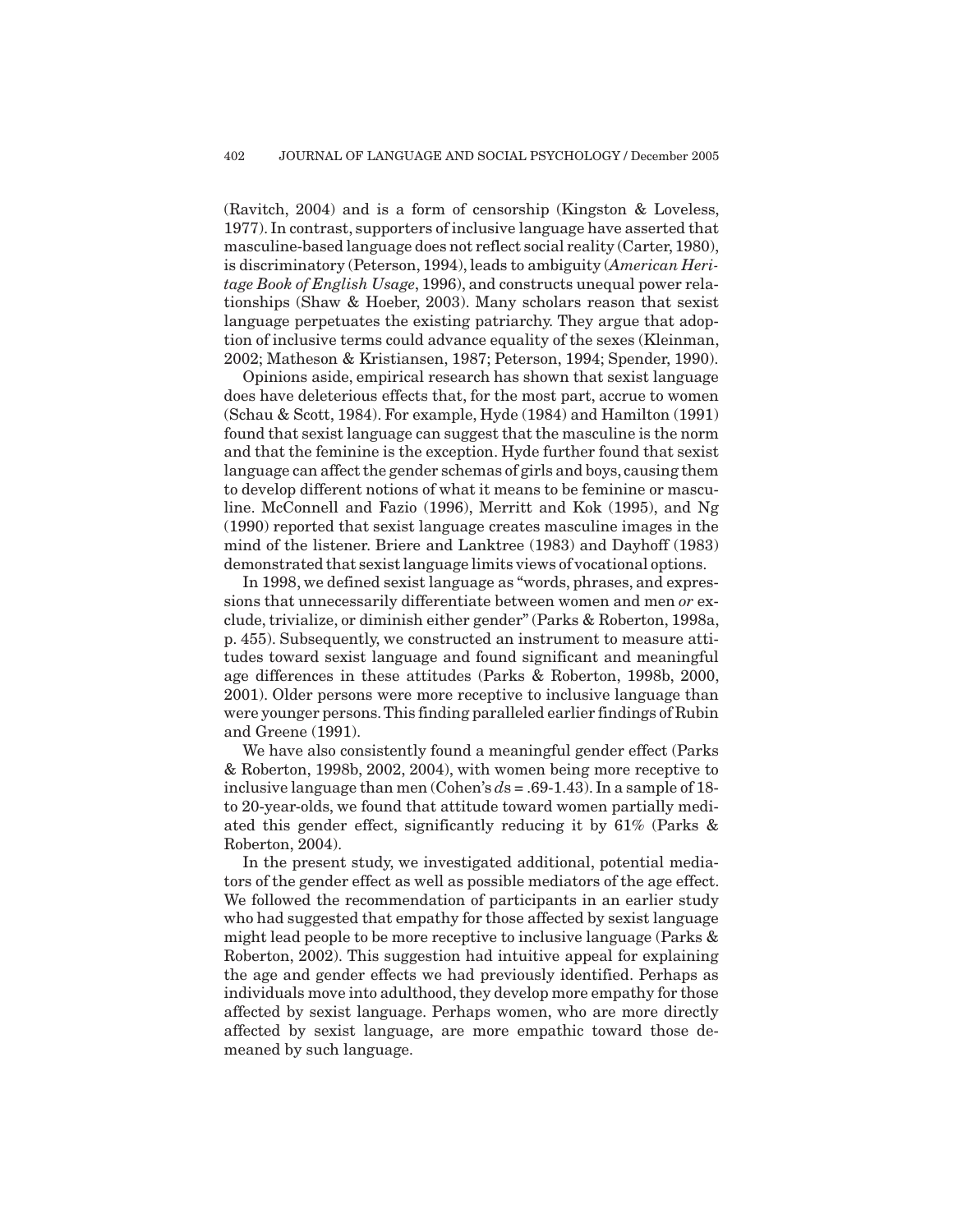(Ravitch, 2004) and is a form of censorship (Kingston & Loveless, 1977). In contrast, supporters of inclusive language have asserted that masculine-based language does not reflect social reality (Carter, 1980), is discriminatory (Peterson, 1994), leads to ambiguity (*American Heritage Book of English Usage*, 1996), and constructs unequal power relationships (Shaw & Hoeber, 2003). Many scholars reason that sexist language perpetuates the existing patriarchy. They argue that adoption of inclusive terms could advance equality of the sexes (Kleinman, 2002; Matheson & Kristiansen, 1987; Peterson, 1994; Spender, 1990).

Opinions aside, empirical research has shown that sexist language does have deleterious effects that, for the most part, accrue to women (Schau & Scott, 1984). For example, Hyde (1984) and Hamilton (1991) found that sexist language can suggest that the masculine is the norm and that the feminine is the exception. Hyde further found that sexist language can affect the gender schemas of girls and boys, causing them to develop different notions of what it means to be feminine or masculine. McConnell and Fazio (1996), Merritt and Kok (1995), and Ng (1990) reported that sexist language creates masculine images in the mind of the listener. Briere and Lanktree (1983) and Dayhoff (1983) demonstrated that sexist language limits views of vocational options.

In 1998, we defined sexist language as "words, phrases, and expressions that unnecessarily differentiate between women and men *or* exclude, trivialize, or diminish either gender" (Parks & Roberton, 1998a, p. 455). Subsequently, we constructed an instrument to measure attitudes toward sexist language and found significant and meaningful age differences in these attitudes (Parks & Roberton, 1998b, 2000, 2001). Older persons were more receptive to inclusive language than were younger persons. This finding paralleled earlier findings of Rubin and Greene (1991).

We have also consistently found a meaningful gender effect (Parks & Roberton, 1998b, 2002, 2004), with women being more receptive to inclusive language than men (Cohen's $d$s = .69-1.43). In a sample of 18- to 20-year-olds, we found that attitude toward women partially mediated this gender effect, significantly reducing it by 61% (Parks & Roberton, 2004).

In the present study, we investigated additional, potential mediators of the gender effect as well as possible mediators of the age effect. We followed the recommendation of participants in an earlier study who had suggested that empathy for those affected by sexist language might lead people to be more receptive to inclusive language (Parks & Roberton, 2002). This suggestion had intuitive appeal for explaining the age and gender effects we had previously identified. Perhaps as individuals move into adulthood, they develop more empathy for those affected by sexist language. Perhaps women, who are more directly affected by sexist language, are more empathic toward those demeaned by such language.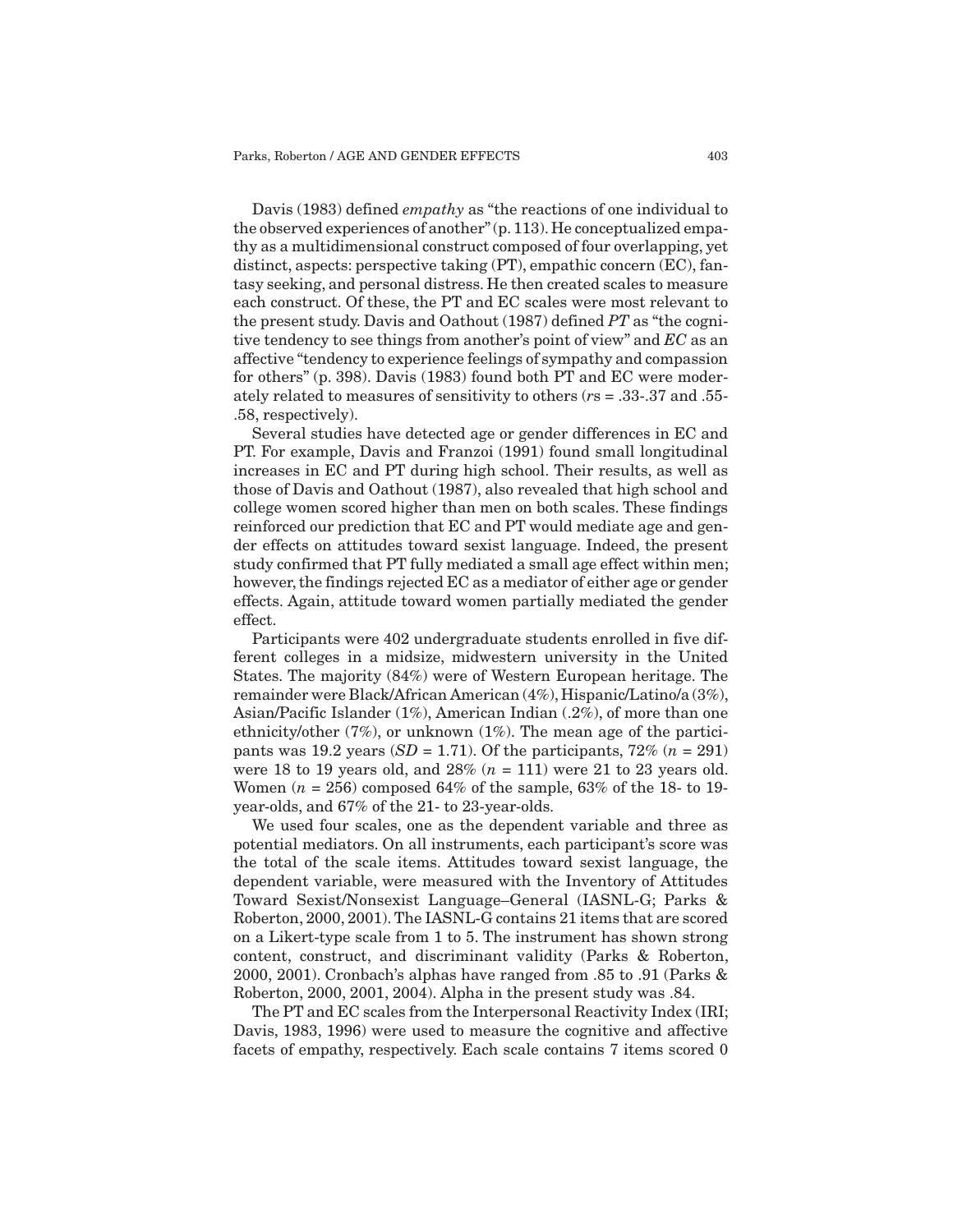Davis (1983) defined *empathy* as "the reactions of one individual to the observed experiences of another" (p. 113). He conceptualized empathy as a multidimensional construct composed of four overlapping, yet distinct, aspects: perspective taking (PT), empathic concern (EC), fantasy seeking, and personal distress. He then created scales to measure each construct. Of these, the PT and EC scales were most relevant to the present study. Davis and Oathout (1987) defined *PT* as "the cognitive tendency to see things from another's point of view" and *EC* as an affective "tendency to experience feelings of sympathy and compassion for others" (p. 398). Davis (1983) found both PT and EC were moderately related to measures of sensitivity to others (*r*s = .33-.37 and .55-.58, respectively).

Several studies have detected age or gender differences in EC and PT. For example, Davis and Franzoi (1991) found small longitudinal increases in EC and PT during high school. Their results, as well as those of Davis and Oathout (1987), also revealed that high school and college women scored higher than men on both scales. These findings reinforced our prediction that EC and PT would mediate age and gender effects on attitudes toward sexist language. Indeed, the present study confirmed that PT fully mediated a small age effect within men; however, the findings rejected EC as a mediator of either age or gender effects. Again, attitude toward women partially mediated the gender effect.

Participants were 402 undergraduate students enrolled in five different colleges in a midsize, midwestern university in the United States. The majority (84%) were of Western European heritage. The remainder were Black/African American (4%), Hispanic/Latino/a (3%), Asian/Pacific Islander (1%), American Indian (.2%), of more than one ethnicity/other (7%), or unknown (1%). The mean age of the participants was 19.2 years (*SD* = 1.71). Of the participants, 72% (*n* = 291) were 18 to 19 years old, and 28% (*n* = 111) were 21 to 23 years old. Women (*n* = 256) composed 64% of the sample, 63% of the 18- to 19-year-olds, and 67% of the 21- to 23-year-olds.

We used four scales, one as the dependent variable and three as potential mediators. On all instruments, each participant's score was the total of the scale items. Attitudes toward sexist language, the dependent variable, were measured with the Inventory of Attitudes Toward Sexist/Nonsexist Language–General (IASNL-G; Parks & Roberton, 2000, 2001). The IASNL-G contains 21 items that are scored on a Likert-type scale from 1 to 5. The instrument has shown strong content, construct, and discriminant validity (Parks & Roberton, 2000, 2001). Cronbach's alphas have ranged from .85 to .91 (Parks & Roberton, 2000, 2001, 2004). Alpha in the present study was .84.

The PT and EC scales from the Interpersonal Reactivity Index (IRI; Davis, 1983, 1996) were used to measure the cognitive and affective facets of empathy, respectively. Each scale contains 7 items scored 0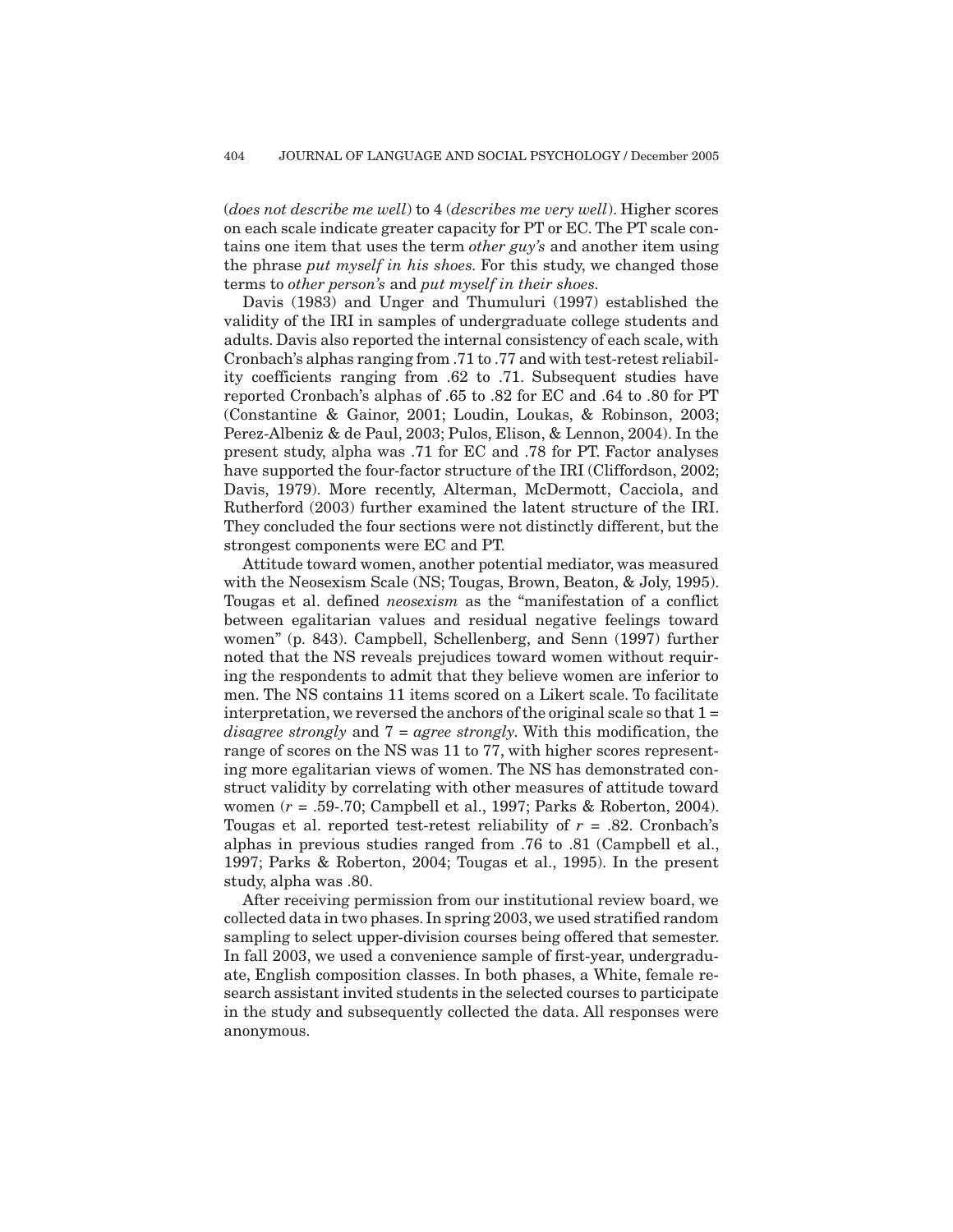(*does not describe me well*) to 4 (*describes me very well*). Higher scores on each scale indicate greater capacity for PT or EC. The PT scale contains one item that uses the term *other guy's* and another item using the phrase *put myself in his shoes*. For this study, we changed those terms to *other person's* and *put myself in their shoes*.

Davis (1983) and Unger and Thumuluri (1997) established the validity of the IRI in samples of undergraduate college students and adults. Davis also reported the internal consistency of each scale, with Cronbach's alphas ranging from .71 to .77 and with test-retest reliability coefficients ranging from .62 to .71. Subsequent studies have reported Cronbach's alphas of .65 to .82 for EC and .64 to .80 for PT (Constantine & Gainor, 2001; Loudin, Loukas, & Robinson, 2003; Perez-Albeniz & de Paul, 2003; Pulos, Elison, & Lennon, 2004). In the present study, alpha was .71 for EC and .78 for PT. Factor analyses have supported the four-factor structure of the IRI (Cliffordson, 2002; Davis, 1979). More recently, Alterman, McDermott, Cacciola, and Rutherford (2003) further examined the latent structure of the IRI. They concluded the four sections were not distinctly different, but the strongest components were EC and PT.

Attitude toward women, another potential mediator, was measured with the Neosexism Scale (NS; Tougas, Brown, Beaton, & Joly, 1995). Tougas et al. defined *neosexism* as the "manifestation of a conflict between egalitarian values and residual negative feelings toward women" (p. 843). Campbell, Schellenberg, and Senn (1997) further noted that the NS reveals prejudices toward women without requiring the respondents to admit that they believe women are inferior to men. The NS contains 11 items scored on a Likert scale. To facilitate interpretation, we reversed the anchors of the original scale so that 1 = *disagree strongly* and 7 = *agree strongly*. With this modification, the range of scores on the NS was 11 to 77, with higher scores representing more egalitarian views of women. The NS has demonstrated construct validity by correlating with other measures of attitude toward women ($r$ = .59-.70; Campbell et al., 1997; Parks & Roberton, 2004). Tougas et al. reported test-retest reliability of $r$ = .82. Cronbach's alphas in previous studies ranged from .76 to .81 (Campbell et al., 1997; Parks & Roberton, 2004; Tougas et al., 1995). In the present study, alpha was .80.

After receiving permission from our institutional review board, we collected data in two phases. In spring 2003, we used stratified random sampling to select upper-division courses being offered that semester. In fall 2003, we used a convenience sample of first-year, undergraduate, English composition classes. In both phases, a White, female research assistant invited students in the selected courses to participate in the study and subsequently collected the data. All responses were anonymous.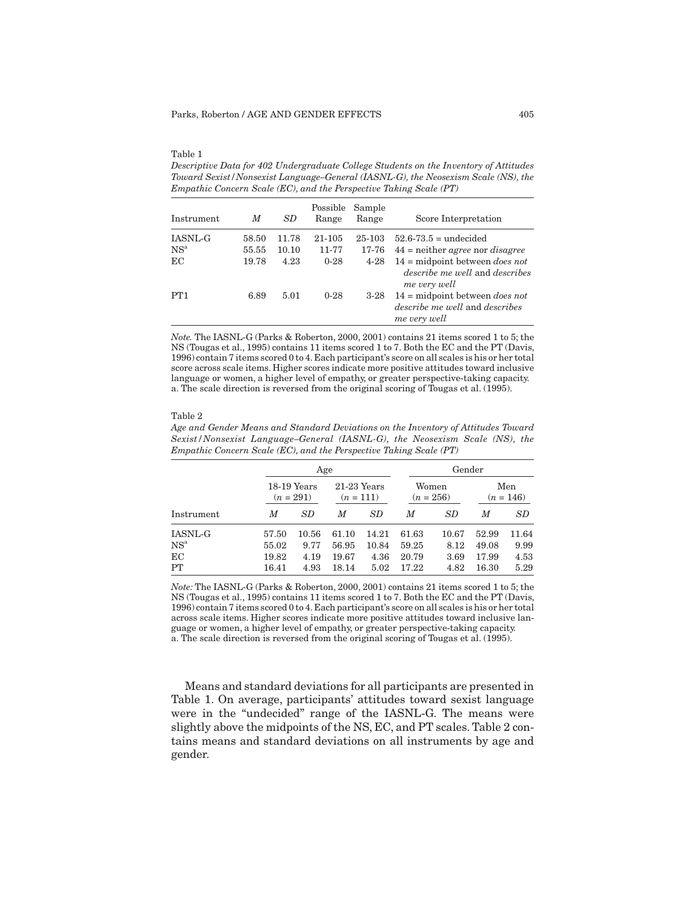Table 1

*Descriptive Data for 402 Undergraduate College Students on the Inventory of Attitudes Toward Sexist/Nonsexist Language–General (IASNL-G), the Neosexism Scale (NS), the Empathic Concern Scale (EC), and the Perspective Taking Scale (PT)*

| Instrument | *M* | *SD* | Possible Range | Sample Range | Score Interpretation |
|---|---|---|---|---|---|
| IASNL-G | 58.50 | 11.78 | 21-105 | 25-103 | 52.6-73.5 = undecided |
| NS[a] | 55.55 | 10.10 | 11-77 | 17-76 | 44 = neither *agree* nor *disagree* |
| EC | 19.78 | 4.23 | 0-28 | 4-28 | 14 = midpoint between *does not describe me well* and *describes me very well* |
| PT1 | 6.89 | 5.01 | 0-28 | 3-28 | 14 = midpoint between *does not describe me well* and *describes me very well* |

*Note.* The IASNL-G (Parks & Roberton, 2000, 2001) contains 21 items scored 1 to 5; the NS (Tougas et al., 1995) contains 11 items scored 1 to 7. Both the EC and the PT (Davis, 1996) contain 7 items scored 0 to 4. Each participant's score on all scales is his or her total score across scale items. Higher scores indicate more positive attitudes toward inclusive language or women, a higher level of empathy, or greater perspective-taking capacity.
a. The scale direction is reversed from the original scoring of Tougas et al. (1995).

Table 2

*Age and Gender Means and Standard Deviations on the Inventory of Attitudes Toward Sexist/Nonsexist Language–General (IASNL-G), the Neosexism Scale (NS), the Empathic Concern Scale (EC), and the Perspective Taking Scale (PT)*

| | Age | | | | Gender | | | |
|---|---|---|---|---|---|---|---|---|
| | 18-19 Years (*n* = 291) | | 21-23 Years (*n* = 111) | | Women (*n* = 256) | | Men (*n* = 146) | |
| Instrument | *M* | *SD* | *M* | *SD* | *M* | *SD* | *M* | *SD* |
| IASNL-G | 57.50 | 10.56 | 61.10 | 14.21 | 61.63 | 10.67 | 52.99 | 11.64 |
| NS[a] | 55.02 | 9.77 | 56.95 | 10.84 | 59.25 | 8.12 | 49.08 | 9.99 |
| EC | 19.82 | 4.19 | 19.67 | 4.36 | 20.79 | 3.69 | 17.99 | 4.53 |
| PT | 16.41 | 4.93 | 18.14 | 5.02 | 17.22 | 4.82 | 16.30 | 5.29 |

*Note:* The IASNL-G (Parks & Roberton, 2000, 2001) contains 21 items scored 1 to 5; the NS (Tougas et al., 1995) contains 11 items scored 1 to 7. Both the EC and the PT (Davis, 1996) contain 7 items scored 0 to 4. Each participant's score on all scales is his or her total across scale items. Higher scores indicate more positive attitudes toward inclusive language or women, a higher level of empathy, or greater perspective-taking capacity.
a. The scale direction is reversed from the original scoring of Tougas et al. (1995).

Means and standard deviations for all participants are presented in Table 1. On average, participants' attitudes toward sexist language were in the "undecided" range of the IASNL-G. The means were slightly above the midpoints of the NS, EC, and PT scales. Table 2 contains means and standard deviations on all instruments by age and gender.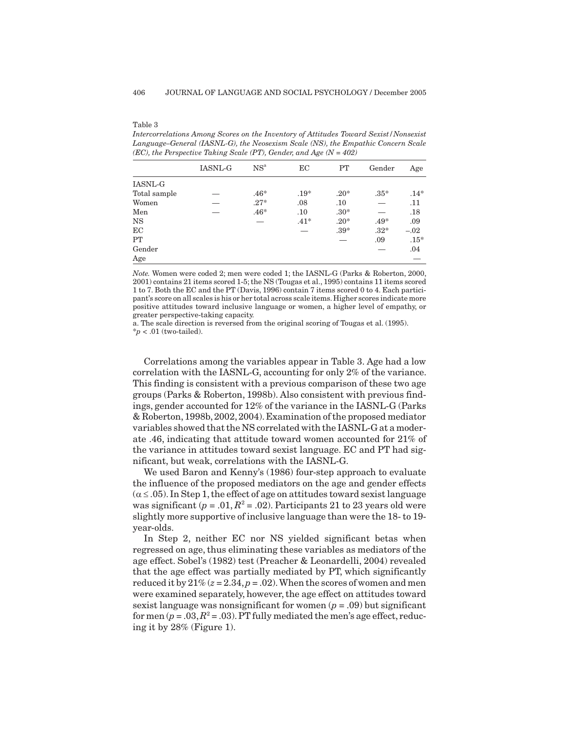Table 3

*Intercorrelations Among Scores on the Inventory of Attitudes Toward Sexist/Nonsexist Language–General (IASNL-G), the Neosexism Scale (NS), the Empathic Concern Scale (EC), the Perspective Taking Scale (PT), Gender, and Age (N = 402)*

| | IASNL-G | NS[a] | EC | PT | Gender | Age |
|---|---|---|---|---|---|---|
| IASNL-G | | | | | | |
| Total sample | — | .46* | .19* | .20* | .35* | .14* |
| Women | — | .27* | .08 | .10 | — | .11 |
| Men | — | .46* | .10 | .30* | — | .18 |
| NS | | — | .41* | .20* | .49* | .09 |
| EC | | | — | .39* | .32* | −.02 |
| PT | | | | — | .09 | .15* |
| Gender | | | | | — | .04 |
| Age | | | | | | — |

*Note.* Women were coded 2; men were coded 1; the IASNL-G (Parks & Roberton, 2000, 2001) contains 21 items scored 1-5; the NS (Tougas et al., 1995) contains 11 items scored 1 to 7. Both the EC and the PT (Davis, 1996) contain 7 items scored 0 to 4. Each participant's score on all scales is his or her total across scale items. Higher scores indicate more positive attitudes toward inclusive language or women, a higher level of empathy, or greater perspective-taking capacity.

a. The scale direction is reversed from the original scoring of Tougas et al. (1995).

*$p < .01$ (two-tailed).

Correlations among the variables appear in Table 3. Age had a low correlation with the IASNL-G, accounting for only 2% of the variance. This finding is consistent with a previous comparison of these two age groups (Parks & Roberton, 1998b). Also consistent with previous findings, gender accounted for 12% of the variance in the IASNL-G (Parks & Roberton, 1998b, 2002, 2004). Examination of the proposed mediator variables showed that the NS correlated with the IASNL-G at a moderate .46, indicating that attitude toward women accounted for 21% of the variance in attitudes toward sexist language. EC and PT had significant, but weak, correlations with the IASNL-G.

We used Baron and Kenny's (1986) four-step approach to evaluate the influence of the proposed mediators on the age and gender effects ($\alpha \leq .05$). In Step 1, the effect of age on attitudes toward sexist language was significant ($p = .01, R^2 = .02$). Participants 21 to 23 years old were slightly more supportive of inclusive language than were the 18- to 19-year-olds.

In Step 2, neither EC nor NS yielded significant betas when regressed on age, thus eliminating these variables as mediators of the age effect. Sobel's (1982) test (Preacher & Leonardelli, 2004) revealed that the age effect was partially mediated by PT, which significantly reduced it by 21% ($z = 2.34, p = .02$). When the scores of women and men were examined separately, however, the age effect on attitudes toward sexist language was nonsignificant for women ($p = .09$) but significant for men ($p = .03, R^2 = .03$). PT fully mediated the men's age effect, reducing it by 28% (Figure 1).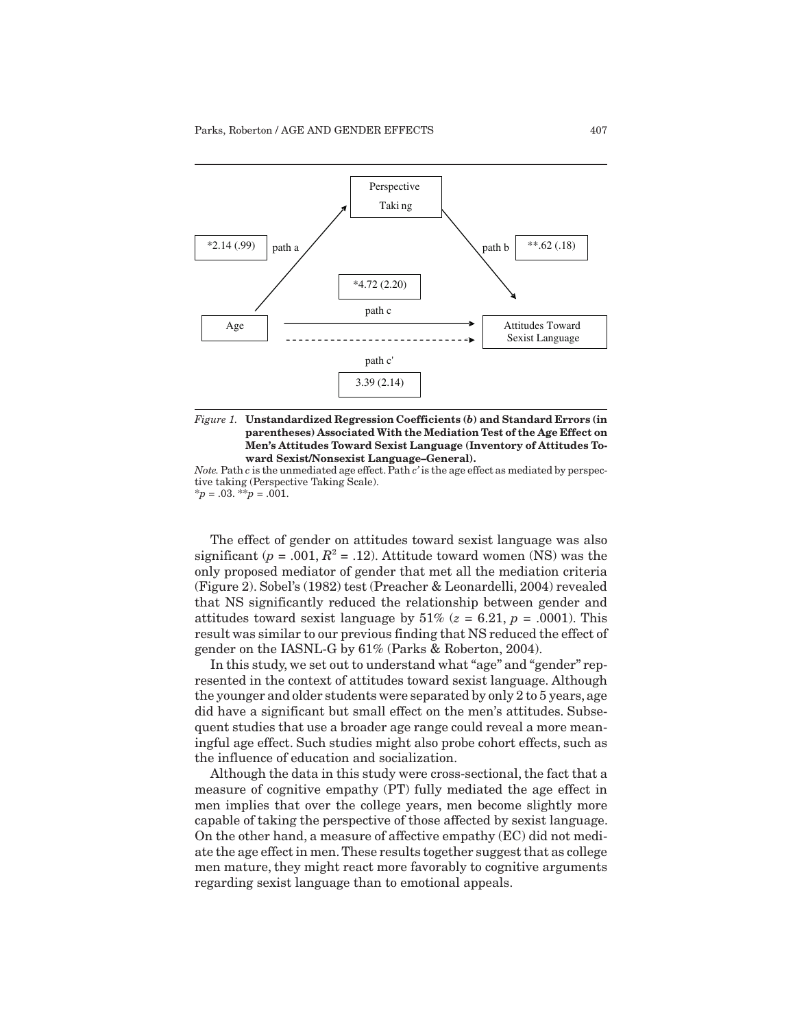Perspective Taking

*2.14 (.99) path a

path b **.62 (.18)

*4.72 (2.20)

path c

Age

Attitudes Toward Sexist Language

path c'

3.39 (2.14)

*Figure 1.* **Unstandardized Regression Coefficients (*b*) and Standard Errors (in parentheses) Associated With the Mediation Test of the Age Effect on Men's Attitudes Toward Sexist Language (Inventory of Attitudes Toward Sexist/Nonsexist Language–General).**

*Note.* Path *c* is the unmediated age effect. Path *c'* is the age effect as mediated by perspective taking (Perspective Taking Scale).
*$p$ = .03. **$p$ = .001.

The effect of gender on attitudes toward sexist language was also significant ($p$ = .001, $R^2$ = .12). Attitude toward women (NS) was the only proposed mediator of gender that met all the mediation criteria (Figure 2). Sobel's (1982) test (Preacher & Leonardelli, 2004) revealed that NS significantly reduced the relationship between gender and attitudes toward sexist language by 51% ($z$ = 6.21, $p$ = .0001). This result was similar to our previous finding that NS reduced the effect of gender on the IASNL-G by 61% (Parks & Roberton, 2004).

In this study, we set out to understand what "age" and "gender" represented in the context of attitudes toward sexist language. Although the younger and older students were separated by only 2 to 5 years, age did have a significant but small effect on the men's attitudes. Subsequent studies that use a broader age range could reveal a more meaningful age effect. Such studies might also probe cohort effects, such as the influence of education and socialization.

Although the data in this study were cross-sectional, the fact that a measure of cognitive empathy (PT) fully mediated the age effect in men implies that over the college years, men become slightly more capable of taking the perspective of those affected by sexist language. On the other hand, a measure of affective empathy (EC) did not mediate the age effect in men. These results together suggest that as college men mature, they might react more favorably to cognitive arguments regarding sexist language than to emotional appeals.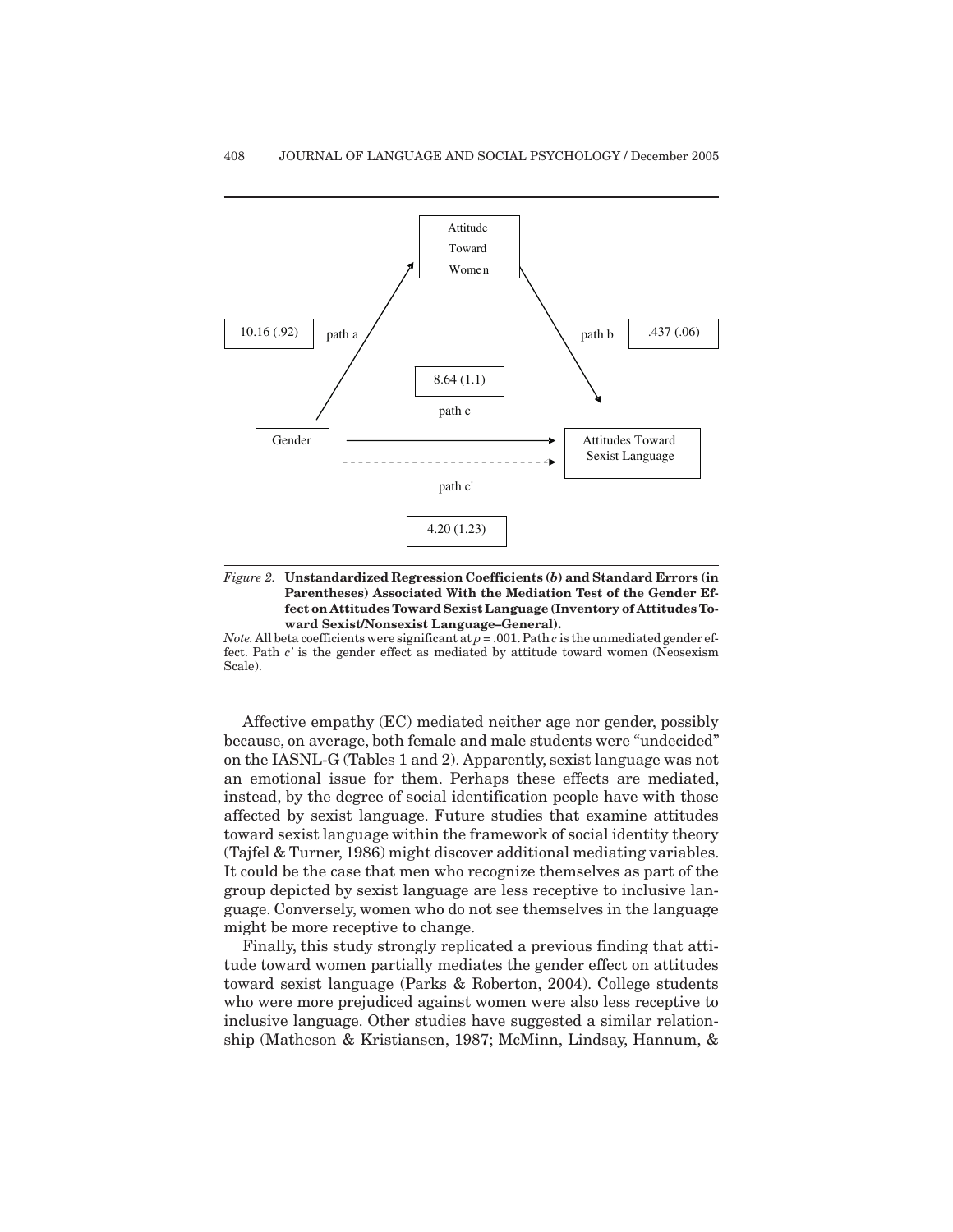Attitude Toward Women

10.16 (.92) path a

path b .437 (.06)

8.64 (1.1)

path c

Gender

Attitudes Toward Sexist Language

path c'

4.20 (1.23)

*Figure 2.* **Unstandardized Regression Coefficients (*b*) and Standard Errors (in Parentheses) Associated With the Mediation Test of the Gender Effect on Attitudes Toward Sexist Language (Inventory of Attitudes Toward Sexist/Nonsexist Language–General).**

*Note.* All beta coefficients were significant at $p = .001$. Path *c* is the unmediated gender effect. Path *c'* is the gender effect as mediated by attitude toward women (Neosexism Scale).

Affective empathy (EC) mediated neither age nor gender, possibly because, on average, both female and male students were "undecided" on the IASNL-G (Tables 1 and 2). Apparently, sexist language was not an emotional issue for them. Perhaps these effects are mediated, instead, by the degree of social identification people have with those affected by sexist language. Future studies that examine attitudes toward sexist language within the framework of social identity theory (Tajfel & Turner, 1986) might discover additional mediating variables. It could be the case that men who recognize themselves as part of the group depicted by sexist language are less receptive to inclusive language. Conversely, women who do not see themselves in the language might be more receptive to change.

Finally, this study strongly replicated a previous finding that attitude toward women partially mediates the gender effect on attitudes toward sexist language (Parks & Roberton, 2004). College students who were more prejudiced against women were also less receptive to inclusive language. Other studies have suggested a similar relationship (Matheson & Kristiansen, 1987; McMinn, Lindsay, Hannum, &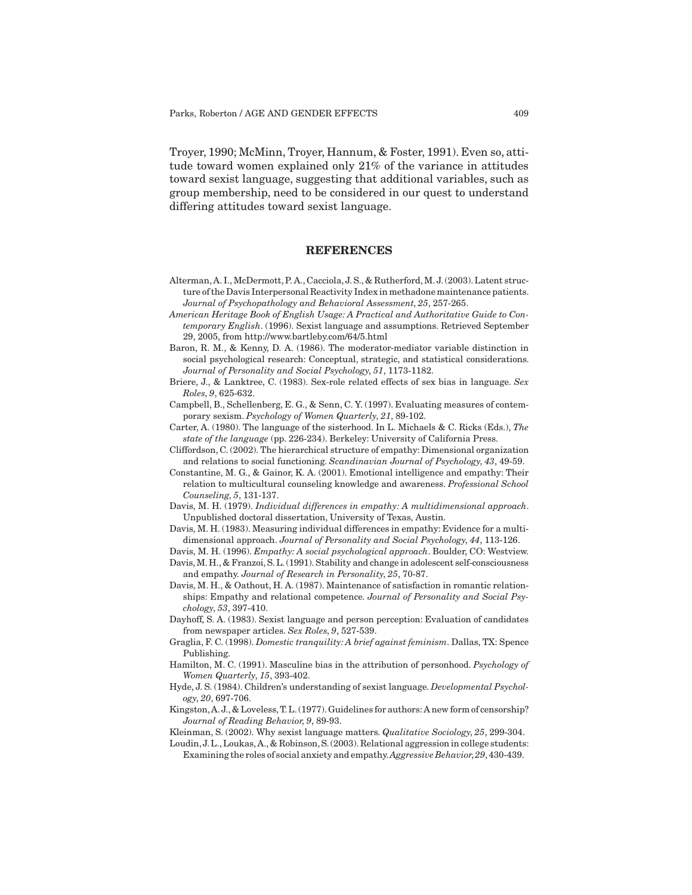Troyer, 1990; McMinn, Troyer, Hannum, & Foster, 1991). Even so, attitude toward women explained only 21% of the variance in attitudes toward sexist language, suggesting that additional variables, such as group membership, need to be considered in our quest to understand differing attitudes toward sexist language.

## REFERENCES

Alterman, A. I., McDermott, P. A., Cacciola, J. S., & Rutherford, M. J. (2003). Latent structure of the Davis Interpersonal Reactivity Index in methadone maintenance patients. *Journal of Psychopathology and Behavioral Assessment*, *25*, 257-265.

*American Heritage Book of English Usage: A Practical and Authoritative Guide to Contemporary English*. (1996). Sexist language and assumptions. Retrieved September 29, 2005, from http://www.bartleby.com/64/5.html

Baron, R. M., & Kenny, D. A. (1986). The moderator-mediator variable distinction in social psychological research: Conceptual, strategic, and statistical considerations. *Journal of Personality and Social Psychology*, *51*, 1173-1182.

Briere, J., & Lanktree, C. (1983). Sex-role related effects of sex bias in language. *Sex Roles*, *9*, 625-632.

Campbell, B., Schellenberg, E. G., & Senn, C. Y. (1997). Evaluating measures of contemporary sexism. *Psychology of Women Quarterly*, *21*, 89-102.

Carter, A. (1980). The language of the sisterhood. In L. Michaels & C. Ricks (Eds.), *The state of the language* (pp. 226-234). Berkeley: University of California Press.

Cliffordson, C. (2002). The hierarchical structure of empathy: Dimensional organization and relations to social functioning. *Scandinavian Journal of Psychology*, *43*, 49-59.

Constantine, M. G., & Gainor, K. A. (2001). Emotional intelligence and empathy: Their relation to multicultural counseling knowledge and awareness. *Professional School Counseling*, *5*, 131-137.

Davis, M. H. (1979). *Individual differences in empathy: A multidimensional approach*. Unpublished doctoral dissertation, University of Texas, Austin.

Davis, M. H. (1983). Measuring individual differences in empathy: Evidence for a multidimensional approach. *Journal of Personality and Social Psychology*, *44*, 113-126.

Davis, M. H. (1996). *Empathy: A social psychological approach*. Boulder, CO: Westview.

Davis, M. H., & Franzoi, S. L. (1991). Stability and change in adolescent self-consciousness and empathy. *Journal of Research in Personality*, *25*, 70-87.

Davis, M. H., & Oathout, H. A. (1987). Maintenance of satisfaction in romantic relationships: Empathy and relational competence. *Journal of Personality and Social Psychology*, *53*, 397-410.

Dayhoff, S. A. (1983). Sexist language and person perception: Evaluation of candidates from newspaper articles. *Sex Roles*, *9*, 527-539.

Graglia, F. C. (1998). *Domestic tranquility: A brief against feminism*. Dallas, TX: Spence Publishing.

Hamilton, M. C. (1991). Masculine bias in the attribution of personhood. *Psychology of Women Quarterly*, *15*, 393-402.

Hyde, J. S. (1984). Children's understanding of sexist language. *Developmental Psychology*, *20*, 697-706.

Kingston, A. J., & Loveless, T. L. (1977). Guidelines for authors: A new form of censorship? *Journal of Reading Behavior*, *9*, 89-93.

Kleinman, S. (2002). Why sexist language matters. *Qualitative Sociology*, *25*, 299-304.

Loudin, J. L., Loukas, A., & Robinson, S. (2003). Relational aggression in college students: Examining the roles of social anxiety and empathy. *Aggressive Behavior*, *29*, 430-439.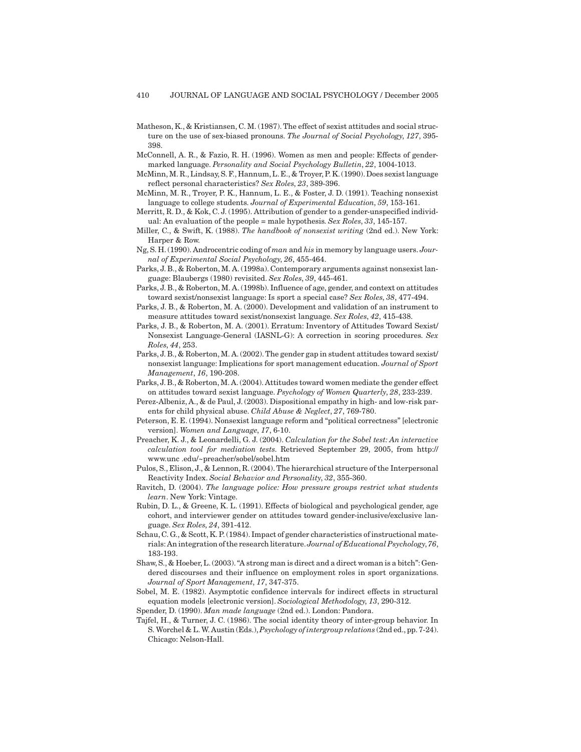Matheson, K., & Kristiansen, C. M. (1987). The effect of sexist attitudes and social structure on the use of sex-biased pronouns. *The Journal of Social Psychology*, *127*, 395-398.

McConnell, A. R., & Fazio, R. H. (1996). Women as men and people: Effects of gender-marked language. *Personality and Social Psychology Bulletin*, *22*, 1004-1013.

McMinn, M. R., Lindsay, S. F., Hannum, L. E., & Troyer, P. K. (1990). Does sexist language reflect personal characteristics? *Sex Roles*, *23*, 389-396.

McMinn, M. R., Troyer, P. K., Hannum, L. E., & Foster, J. D. (1991). Teaching nonsexist language to college students. *Journal of Experimental Education*, *59*, 153-161.

Merritt, R. D., & Kok, C. J. (1995). Attribution of gender to a gender-unspecified individual: An evaluation of the people = male hypothesis. *Sex Roles*, *33*, 145-157.

Miller, C., & Swift, K. (1988). *The handbook of nonsexist writing* (2nd ed.). New York: Harper & Row.

Ng, S. H. (1990). Androcentric coding of *man* and *his* in memory by language users. *Journal of Experimental Social Psychology*, *26*, 455-464.

Parks, J. B., & Roberton, M. A. (1998a). Contemporary arguments against nonsexist language: Blaubergs (1980) revisited. *Sex Roles*, *39*, 445-461.

Parks, J. B., & Roberton, M. A. (1998b). Influence of age, gender, and context on attitudes toward sexist/nonsexist language: Is sport a special case? *Sex Roles*, *38*, 477-494.

Parks, J. B., & Roberton, M. A. (2000). Development and validation of an instrument to measure attitudes toward sexist/nonsexist language. *Sex Roles*, *42*, 415-438.

Parks, J. B., & Roberton, M. A. (2001). Erratum: Inventory of Attitudes Toward Sexist/Nonsexist Language-General (IASNL-G): A correction in scoring procedures. *Sex Roles*, *44*, 253.

Parks, J. B., & Roberton, M. A. (2002). The gender gap in student attitudes toward sexist/nonsexist language: Implications for sport management education. *Journal of Sport Management*, *16*, 190-208.

Parks, J. B., & Roberton, M. A. (2004). Attitudes toward women mediate the gender effect on attitudes toward sexist language. *Psychology of Women Quarterly*, *28*, 233-239.

Perez-Albeniz, A., & de Paul, J. (2003). Dispositional empathy in high- and low-risk parents for child physical abuse. *Child Abuse & Neglect*, *27*, 769-780.

Peterson, E. E. (1994). Nonsexist language reform and "political correctness" [electronic version]. *Women and Language*, *17*, 6-10.

Preacher, K. J., & Leonardelli, G. J. (2004). *Calculation for the Sobel test: An interactive calculation tool for mediation tests*. Retrieved September 29, 2005, from http://www.unc .edu/~preacher/sobel/sobel.htm

Pulos, S., Elison, J., & Lennon, R. (2004). The hierarchical structure of the Interpersonal Reactivity Index. *Social Behavior and Personality*, *32*, 355-360.

Ravitch, D. (2004). *The language police: How pressure groups restrict what students learn*. New York: Vintage.

Rubin, D. L., & Greene, K. L. (1991). Effects of biological and psychological gender, age cohort, and interviewer gender on attitudes toward gender-inclusive/exclusive language. *Sex Roles*, *24*, 391-412.

Schau, C. G., & Scott, K. P. (1984). Impact of gender characteristics of instructional materials: An integration of the research literature. *Journal of Educational Psychology*, *76*, 183-193.

Shaw, S., & Hoeber, L. (2003). "A strong man is direct and a direct woman is a bitch": Gendered discourses and their influence on employment roles in sport organizations. *Journal of Sport Management*, *17*, 347-375.

Sobel, M. E. (1982). Asymptotic confidence intervals for indirect effects in structural equation models [electronic version]. *Sociological Methodology*, *13*, 290-312.

Spender, D. (1990). *Man made language* (2nd ed.). London: Pandora.

Tajfel, H., & Turner, J. C. (1986). The social identity theory of inter-group behavior. In S. Worchel & L. W. Austin (Eds.), *Psychology of intergroup relations* (2nd ed., pp. 7-24). Chicago: Nelson-Hall.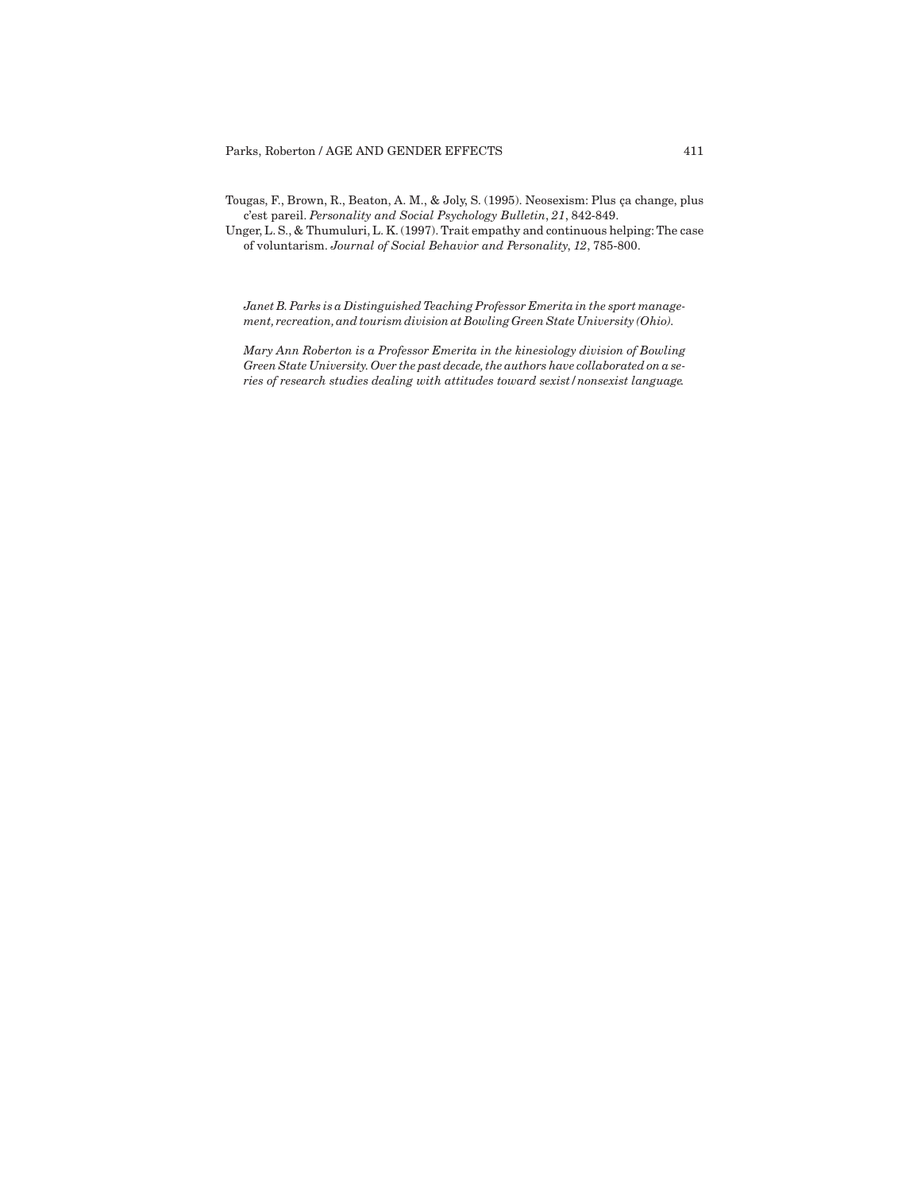Tougas, F., Brown, R., Beaton, A. M., & Joly, S. (1995). Neosexism: Plus ça change, plus c'est pareil. *Personality and Social Psychology Bulletin*, *21*, 842-849.

Unger, L. S., & Thumuluri, L. K. (1997). Trait empathy and continuous helping: The case of voluntarism. *Journal of Social Behavior and Personality*, *12*, 785-800.

*Janet B. Parks is a Distinguished Teaching Professor Emerita in the sport management, recreation, and tourism division at Bowling Green State University (Ohio).*

*Mary Ann Roberton is a Professor Emerita in the kinesiology division of Bowling Green State University. Over the past decade, the authors have collaborated on a series of research studies dealing with attitudes toward sexist/nonsexist language.*